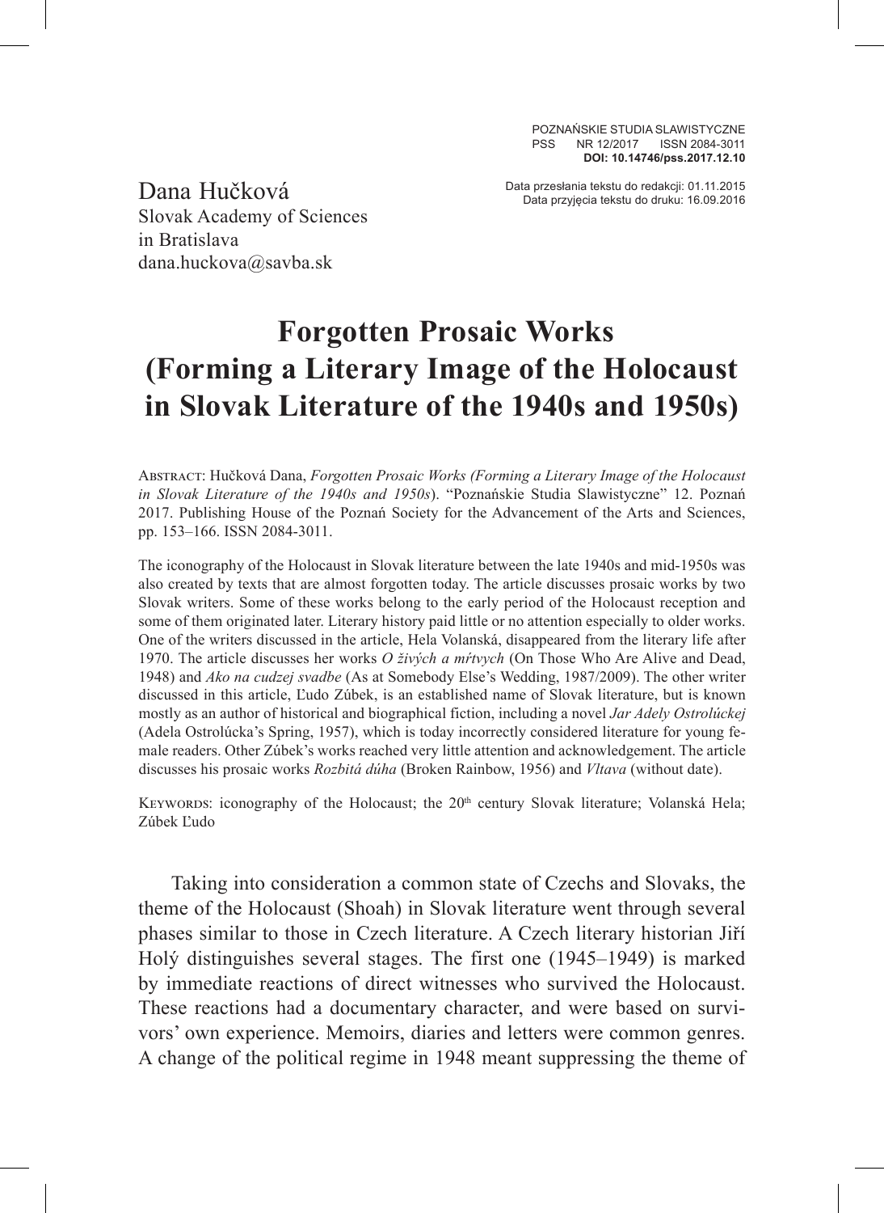POZNAŃSKIE STUDIA SLAWISTYCZNE
PSS NR 12/2017 ISSN 2084-3011
**DOI: 10.14746/pss.2017.12.10**

Data przesłania tekstu do redakcji: 01.11.2015
Data przyjęcia tekstu do druku: 16.09.2016

Dana Hučková
Slovak Academy of Sciences
in Bratislava
dana.huckova@savba.sk

# Forgotten Prosaic Works (Forming a Literary Image of the Holocaust in Slovak Literature of the 1940s and 1950s)

Abstract: Hučková Dana, *Forgotten Prosaic Works (Forming a Literary Image of the Holocaust in Slovak Literature of the 1940s and 1950s*). "Poznańskie Studia Slawistyczne" 12. Poznań 2017. Publishing House of the Poznań Society for the Advancement of the Arts and Sciences, pp. 153–166. ISSN 2084-3011.

The iconography of the Holocaust in Slovak literature between the late 1940s and mid-1950s was also created by texts that are almost forgotten today. The article discusses prosaic works by two Slovak writers. Some of these works belong to the early period of the Holocaust reception and some of them originated later. Literary history paid little or no attention especially to older works. One of the writers discussed in the article, Hela Volanská, disappeared from the literary life after 1970. The article discusses her works *O živých a mŕtvych* (On Those Who Are Alive and Dead, 1948) and *Ako na cudzej svadbe* (As at Somebody Else's Wedding, 1987/2009). The other writer discussed in this article, Ľudo Zúbek, is an established name of Slovak literature, but is known mostly as an author of historical and biographical fiction, including a novel *Jar Adely Ostrolúckej* (Adela Ostrolúcka's Spring, 1957), which is today incorrectly considered literature for young female readers. Other Zúbek's works reached very little attention and acknowledgement. The article discusses his prosaic works *Rozbitá dúha* (Broken Rainbow, 1956) and *Vltava* (without date).

Keywords: iconography of the Holocaust; the 20th century Slovak literature; Volanská Hela; Zúbek Ľudo

Taking into consideration a common state of Czechs and Slovaks, the theme of the Holocaust (Shoah) in Slovak literature went through several phases similar to those in Czech literature. A Czech literary historian Jiří Holý distinguishes several stages. The first one (1945–1949) is marked by immediate reactions of direct witnesses who survived the Holocaust. These reactions had a documentary character, and were based on survivors' own experience. Memoirs, diaries and letters were common genres. A change of the political regime in 1948 meant suppressing the theme of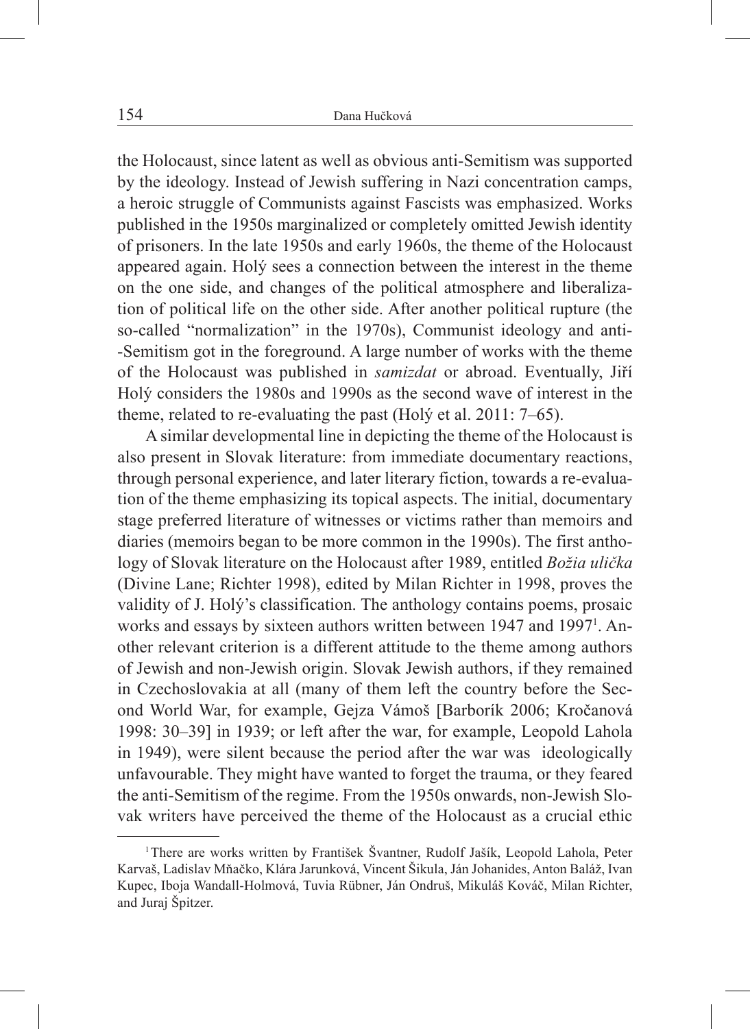the Holocaust, since latent as well as obvious anti-Semitism was supported by the ideology. Instead of Jewish suffering in Nazi concentration camps, a heroic struggle of Communists against Fascists was emphasized. Works published in the 1950s marginalized or completely omitted Jewish identity of prisoners. In the late 1950s and early 1960s, the theme of the Holocaust appeared again. Holý sees a connection between the interest in the theme on the one side, and changes of the political atmosphere and liberalization of political life on the other side. After another political rupture (the so-called "normalization" in the 1970s), Communist ideology and anti-Semitism got in the foreground. A large number of works with the theme of the Holocaust was published in *samizdat* or abroad. Eventually, Jiří Holý considers the 1980s and 1990s as the second wave of interest in the theme, related to re-evaluating the past (Holý et al. 2011: 7–65).

A similar developmental line in depicting the theme of the Holocaust is also present in Slovak literature: from immediate documentary reactions, through personal experience, and later literary fiction, towards a re-evaluation of the theme emphasizing its topical aspects. The initial, documentary stage preferred literature of witnesses or victims rather than memoirs and diaries (memoirs began to be more common in the 1990s). The first anthology of Slovak literature on the Holocaust after 1989, entitled *Božia ulička* (Divine Lane; Richter 1998), edited by Milan Richter in 1998, proves the validity of J. Holý's classification. The anthology contains poems, prosaic works and essays by sixteen authors written between 1947 and 1997[1]. Another relevant criterion is a different attitude to the theme among authors of Jewish and non-Jewish origin. Slovak Jewish authors, if they remained in Czechoslovakia at all (many of them left the country before the Second World War, for example, Gejza Vámoš [Barborík 2006; Kročanová 1998: 30–39] in 1939; or left after the war, for example, Leopold Lahola in 1949), were silent because the period after the war was ideologically unfavourable. They might have wanted to forget the trauma, or they feared the anti-Semitism of the regime. From the 1950s onwards, non-Jewish Slovak writers have perceived the theme of the Holocaust as a crucial ethic

[1] There are works written by František Švantner, Rudolf Jašík, Leopold Lahola, Peter Karvaš, Ladislav Mňačko, Klára Jarunková, Vincent Šikula, Ján Johanides, Anton Baláž, Ivan Kupec, Iboja Wandall-Holmová, Tuvia Rübner, Ján Ondruš, Mikuláš Kováč, Milan Richter, and Juraj Špitzer.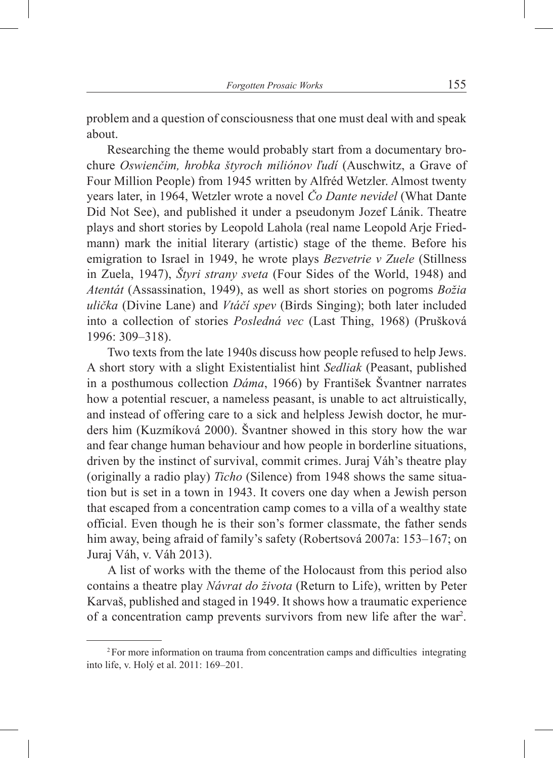problem and a question of consciousness that one must deal with and speak about.

Researching the theme would probably start from a documentary brochure *Oswienčim, hrobka štyroch miliónov ľudí* (Auschwitz, a Grave of Four Million People) from 1945 written by Alfréd Wetzler. Almost twenty years later, in 1964, Wetzler wrote a novel *Čo Dante nevidel* (What Dante Did Not See), and published it under a pseudonym Jozef Lánik. Theatre plays and short stories by Leopold Lahola (real name Leopold Arje Friedmann) mark the initial literary (artistic) stage of the theme. Before his emigration to Israel in 1949, he wrote plays *Bezvetrie v Zuele* (Stillness in Zuela, 1947), *Štyri strany sveta* (Four Sides of the World, 1948) and *Atentát* (Assassination, 1949), as well as short stories on pogroms *Božia ulička* (Divine Lane) and *Vtáčí spev* (Birds Singing); both later included into a collection of stories *Posledná vec* (Last Thing, 1968) (Prušková 1996: 309–318).

Two texts from the late 1940s discuss how people refused to help Jews. A short story with a slight Existentialist hint *Sedliak* (Peasant, published in a posthumous collection *Dáma*, 1966) by František Švantner narrates how a potential rescuer, a nameless peasant, is unable to act altruistically, and instead of offering care to a sick and helpless Jewish doctor, he murders him (Kuzmíková 2000). Švantner showed in this story how the war and fear change human behaviour and how people in borderline situations, driven by the instinct of survival, commit crimes. Juraj Váh's theatre play (originally a radio play) *Ticho* (Silence) from 1948 shows the same situation but is set in a town in 1943. It covers one day when a Jewish person that escaped from a concentration camp comes to a villa of a wealthy state official. Even though he is their son's former classmate, the father sends him away, being afraid of family's safety (Robertsová 2007a: 153–167; on Juraj Váh, v. Váh 2013).

A list of works with the theme of the Holocaust from this period also contains a theatre play *Návrat do života* (Return to Life), written by Peter Karvaš, published and staged in 1949. It shows how a traumatic experience of a concentration camp prevents survivors from new life after the war[2].

[2] For more information on trauma from concentration camps and difficulties integrating into life, v. Holý et al. 2011: 169–201.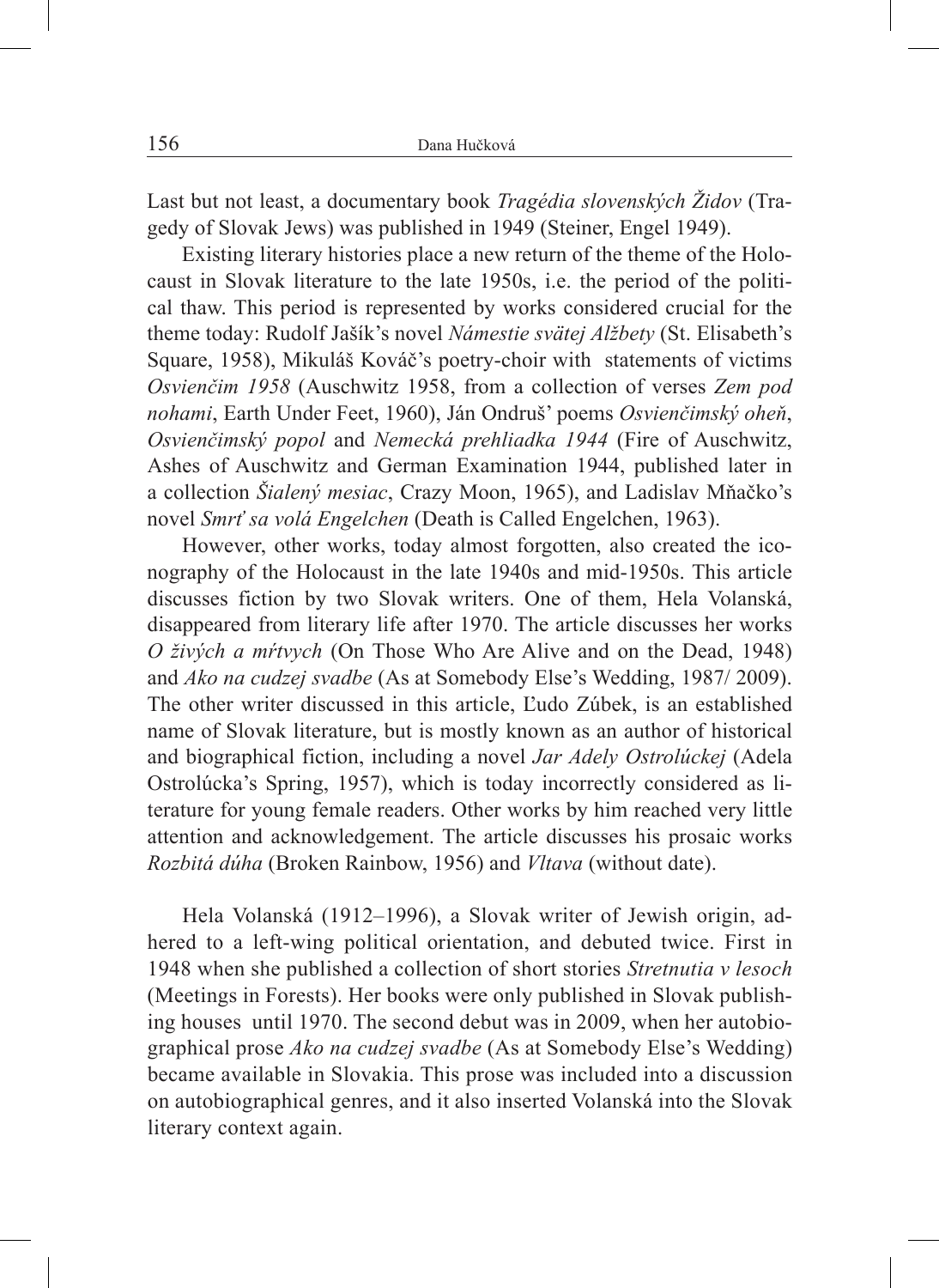Last but not least, a documentary book *Tragédia slovenských Židov* (Tragedy of Slovak Jews) was published in 1949 (Steiner, Engel 1949).

Existing literary histories place a new return of the theme of the Holocaust in Slovak literature to the late 1950s, i.e. the period of the political thaw. This period is represented by works considered crucial for the theme today: Rudolf Jašík's novel *Námestie svätej Alžbety* (St. Elisabeth's Square, 1958), Mikuláš Kováč's poetry-choir with statements of victims *Osvienčim 1958* (Auschwitz 1958, from a collection of verses *Zem pod nohami*, Earth Under Feet, 1960), Ján Ondruš' poems *Osvienčimský oheň*, *Osvienčimský popol* and *Nemecká prehliadka 1944* (Fire of Auschwitz, Ashes of Auschwitz and German Examination 1944, published later in a collection *Šialený mesiac*, Crazy Moon, 1965), and Ladislav Mňačko's novel *Smrť sa volá Engelchen* (Death is Called Engelchen, 1963).

However, other works, today almost forgotten, also created the iconography of the Holocaust in the late 1940s and mid-1950s. This article discusses fiction by two Slovak writers. One of them, Hela Volanská, disappeared from literary life after 1970. The article discusses her works *O živých a mŕtvych* (On Those Who Are Alive and on the Dead, 1948) and *Ako na cudzej svadbe* (As at Somebody Else's Wedding, 1987/ 2009). The other writer discussed in this article, Ľudo Zúbek, is an established name of Slovak literature, but is mostly known as an author of historical and biographical fiction, including a novel *Jar Adely Ostrolúckej* (Adela Ostrolúcka's Spring, 1957), which is today incorrectly considered as literature for young female readers. Other works by him reached very little attention and acknowledgement. The article discusses his prosaic works *Rozbitá dúha* (Broken Rainbow, 1956) and *Vltava* (without date).

Hela Volanská (1912–1996), a Slovak writer of Jewish origin, adhered to a left-wing political orientation, and debuted twice. First in 1948 when she published a collection of short stories *Stretnutia v lesoch* (Meetings in Forests). Her books were only published in Slovak publishing houses until 1970. The second debut was in 2009, when her autobiographical prose *Ako na cudzej svadbe* (As at Somebody Else's Wedding) became available in Slovakia. This prose was included into a discussion on autobiographical genres, and it also inserted Volanská into the Slovak literary context again.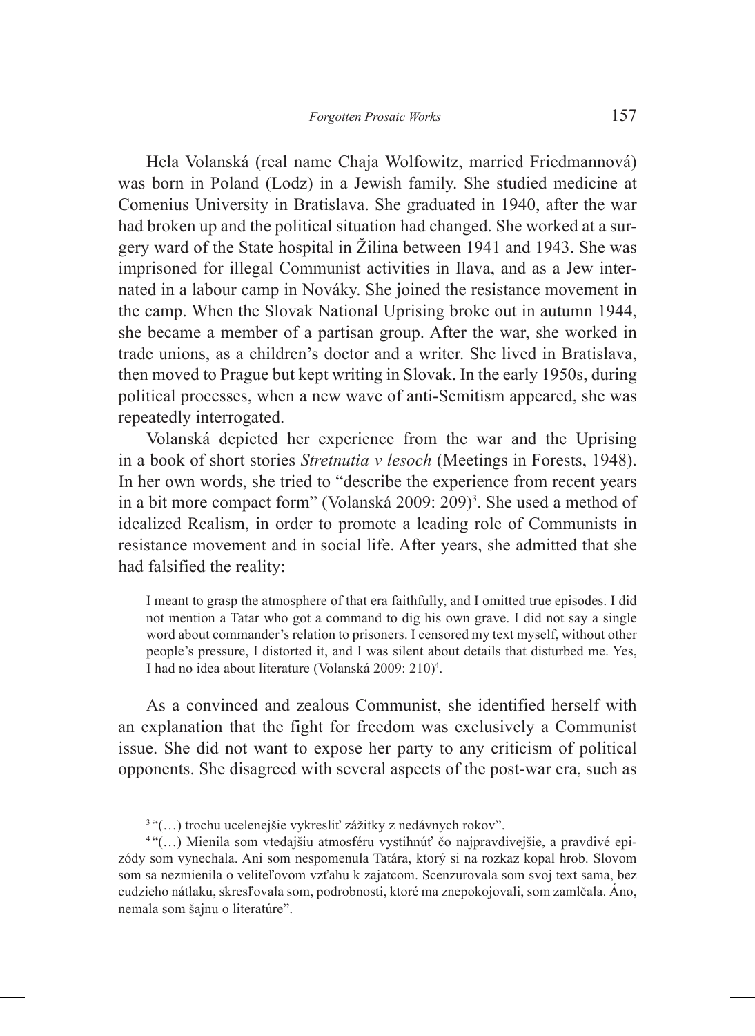Hela Volanská (real name Chaja Wolfowitz, married Friedmannová) was born in Poland (Lodz) in a Jewish family. She studied medicine at Comenius University in Bratislava. She graduated in 1940, after the war had broken up and the political situation had changed. She worked at a surgery ward of the State hospital in Žilina between 1941 and 1943. She was imprisoned for illegal Communist activities in Ilava, and as a Jew interned in a labour camp in Nováky. She joined the resistance movement in the camp. When the Slovak National Uprising broke out in autumn 1944, she became a member of a partisan group. After the war, she worked in trade unions, as a children's doctor and a writer. She lived in Bratislava, then moved to Prague but kept writing in Slovak. In the early 1950s, during political processes, when a new wave of anti-Semitism appeared, she was repeatedly interrogated.

Volanská depicted her experience from the war and the Uprising in a book of short stories *Stretnutia v lesoch* (Meetings in Forests, 1948). In her own words, she tried to "describe the experience from recent years in a bit more compact form" (Volanská 2009: 209)[3]. She used a method of idealized Realism, in order to promote a leading role of Communists in resistance movement and in social life. After years, she admitted that she had falsified the reality:

> I meant to grasp the atmosphere of that era faithfully, and I omitted true episodes. I did not mention a Tatar who got a command to dig his own grave. I did not say a single word about commander's relation to prisoners. I censored my text myself, without other people's pressure, I distorted it, and I was silent about details that disturbed me. Yes, I had no idea about literature (Volanská 2009: 210)[4].

As a convinced and zealous Communist, she identified herself with an explanation that the fight for freedom was exclusively a Communist issue. She did not want to expose her party to any criticism of political opponents. She disagreed with several aspects of the post-war era, such as

---

[3] "(…) trochu ucelenejšie vykresliť zážitky z nedávnych rokov".

[4] "(…) Mienila som vtedajšiu atmosféru vystihnúť čo najpravdivejšie, a pravdivé epizódy som vynechala. Ani som nespomenula Tatára, ktorý si na rozkaz kopal hrob. Slovom som sa nezmienila o veliteľovom vzťahu k zajatcom. Scenzurovala som svoj text sama, bez cudzieho nátlaku, skresľovala som, podrobnosti, ktoré ma znepokojovali, som zamlčala. Áno, nemala som šajnu o literatúre".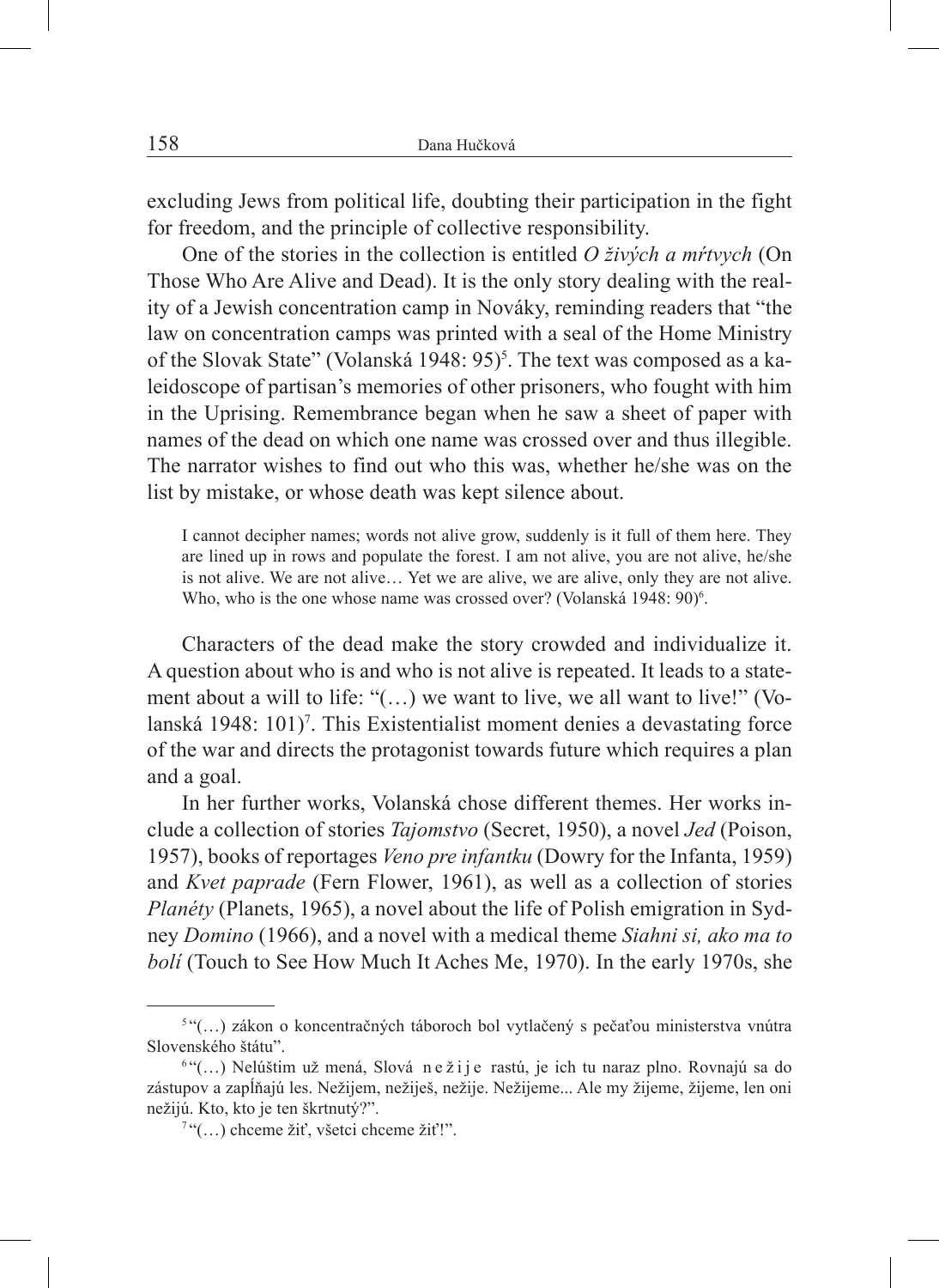excluding Jews from political life, doubting their participation in the fight for freedom, and the principle of collective responsibility.

One of the stories in the collection is entitled *O živých a mŕtvych* (On Those Who Are Alive and Dead). It is the only story dealing with the reality of a Jewish concentration camp in Nováky, reminding readers that "the law on concentration camps was printed with a seal of the Home Ministry of the Slovak State" (Volanská 1948: 95)[5]. The text was composed as a kaleidoscope of partisan's memories of other prisoners, who fought with him in the Uprising. Remembrance began when he saw a sheet of paper with names of the dead on which one name was crossed over and thus illegible. The narrator wishes to find out who this was, whether he/she was on the list by mistake, or whose death was kept silence about.

> I cannot decipher names; words not alive grow, suddenly is it full of them here. They are lined up in rows and populate the forest. I am not alive, you are not alive, he/she is not alive. We are not alive… Yet we are alive, we are alive, only they are not alive. Who, who is the one whose name was crossed over? (Volanská 1948: 90)[6].

Characters of the dead make the story crowded and individualize it. A question about who is and who is not alive is repeated. It leads to a statement about a will to life: "(…) we want to live, we all want to live!" (Volanská 1948: 101)[7]. This Existentialist moment denies a devastating force of the war and directs the protagonist towards future which requires a plan and a goal.

In her further works, Volanská chose different themes. Her works include a collection of stories *Tajomstvo* (Secret, 1950), a novel *Jed* (Poison, 1957), books of reportages *Veno pre infantku* (Dowry for the Infanta, 1959) and *Kvet paprade* (Fern Flower, 1961), as well as a collection of stories *Planéty* (Planets, 1965), a novel about the life of Polish emigration in Sydney *Domino* (1966), and a novel with a medical theme *Siahni si, ako ma to bolí* (Touch to See How Much It Aches Me, 1970). In the early 1970s, she

---

[5] "(…) zákon o koncentračných táboroch bol vytlačený s pečaťou ministerstva vnútra Slovenského štátu".

[6] "(…) Nelúštim už mená, Slová n e ž i j e rastú, je ich tu naraz plno. Rovnajú sa do zástupov a zapĺňajú les. Nežijem, nežiješ, nežije. Nežijeme... Ale my žijeme, žijeme, len oni nežijú. Kto, kto je ten škrtnutý?".

[7] "(…) chceme žiť, všetci chceme žiť!".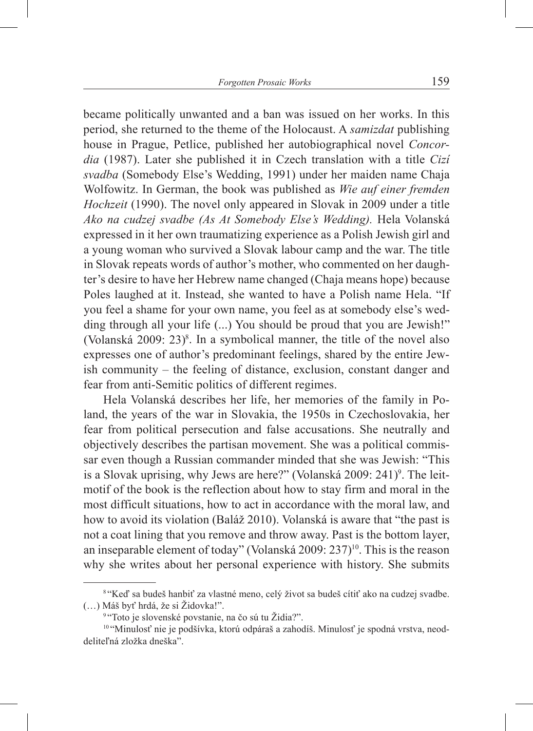became politically unwanted and a ban was issued on her works. In this period, she returned to the theme of the Holocaust. A *samizdat* publishing house in Prague, Petlice, published her autobiographical novel *Concordia* (1987). Later she published it in Czech translation with a title *Cizí svadba* (Somebody Else's Wedding, 1991) under her maiden name Chaja Wolfowitz. In German, the book was published as *Wie auf einer fremden Hochzeit* (1990). The novel only appeared in Slovak in 2009 under a title *Ako na cudzej svadbe (As At Somebody Else's Wedding).* Hela Volanská expressed in it her own traumatizing experience as a Polish Jewish girl and a young woman who survived a Slovak labour camp and the war. The title in Slovak repeats words of author's mother, who commented on her daughter's desire to have her Hebrew name changed (Chaja means hope) because Poles laughed at it. Instead, she wanted to have a Polish name Hela. "If you feel a shame for your own name, you feel as at somebody else's wedding through all your life (...) You should be proud that you are Jewish!" (Volanská 2009: 23)[8]. In a symbolical manner, the title of the novel also expresses one of author's predominant feelings, shared by the entire Jewish community – the feeling of distance, exclusion, constant danger and fear from anti-Semitic politics of different regimes.

Hela Volanská describes her life, her memories of the family in Poland, the years of the war in Slovakia, the 1950s in Czechoslovakia, her fear from political persecution and false accusations. She neutrally and objectively describes the partisan movement. She was a political commissar even though a Russian commander minded that she was Jewish: "This is a Slovak uprising, why Jews are here?" (Volanská 2009: 241)[9]. The leitmotif of the book is the reflection about how to stay firm and moral in the most difficult situations, how to act in accordance with the moral law, and how to avoid its violation (Baláž 2010). Volanská is aware that "the past is not a coat lining that you remove and throw away. Past is the bottom layer, an inseparable element of today" (Volanská 2009: 237)[10]. This is the reason why she writes about her personal experience with history. She submits

---

[8] "Keď sa budeš hanbiť za vlastné meno, celý život sa budeš cítiť ako na cudzej svadbe. (…) Máš byť hrdá, že si Židovka!".

[9] "Toto je slovenské povstanie, na čo sú tu Židia?".

[10] "Minulosť nie je podšívka, ktorú odpáraš a zahodíš. Minulosť je spodná vrstva, neoddeliteľná zložka dneška".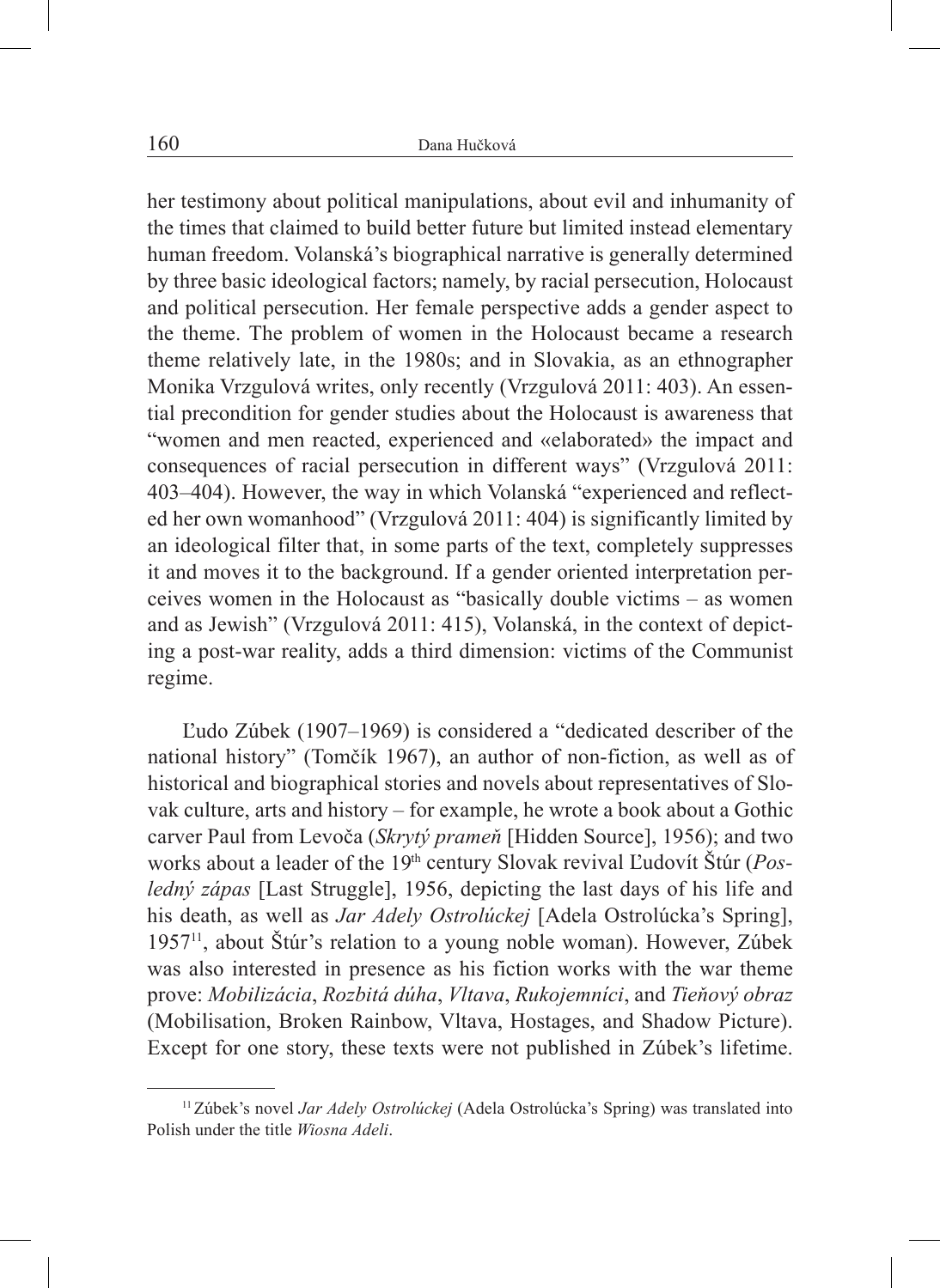her testimony about political manipulations, about evil and inhumanity of the times that claimed to build better future but limited instead elementary human freedom. Volanská's biographical narrative is generally determined by three basic ideological factors; namely, by racial persecution, Holocaust and political persecution. Her female perspective adds a gender aspect to the theme. The problem of women in the Holocaust became a research theme relatively late, in the 1980s; and in Slovakia, as an ethnographer Monika Vrzgulová writes, only recently (Vrzgulová 2011: 403). An essential precondition for gender studies about the Holocaust is awareness that "women and men reacted, experienced and «elaborated» the impact and consequences of racial persecution in different ways" (Vrzgulová 2011: 403–404). However, the way in which Volanská "experienced and reflected her own womanhood" (Vrzgulová 2011: 404) is significantly limited by an ideological filter that, in some parts of the text, completely suppresses it and moves it to the background. If a gender oriented interpretation perceives women in the Holocaust as "basically double victims – as women and as Jewish" (Vrzgulová 2011: 415), Volanská, in the context of depicting a post-war reality, adds a third dimension: victims of the Communist regime.

Ľudo Zúbek (1907–1969) is considered a "dedicated describer of the national history" (Tomčík 1967), an author of non-fiction, as well as of historical and biographical stories and novels about representatives of Slovak culture, arts and history – for example, he wrote a book about a Gothic carver Paul from Levoča (*Skrytý prameň* [Hidden Source], 1956); and two works about a leader of the 19th century Slovak revival Ľudovít Štúr (*Posledný zápas* [Last Struggle], 1956, depicting the last days of his life and his death, as well as *Jar Adely Ostrolúckej* [Adela Ostrolúcka's Spring], 1957[11], about Štúr's relation to a young noble woman). However, Zúbek was also interested in presence as his fiction works with the war theme prove: *Mobilizácia*, *Rozbitá dúha*, *Vltava*, *Rukojemníci*, and *Tieňový obraz* (Mobilisation, Broken Rainbow, Vltava, Hostages, and Shadow Picture). Except for one story, these texts were not published in Zúbek's lifetime.

[11] Zúbek's novel *Jar Adely Ostrolúckej* (Adela Ostrolúcka's Spring) was translated into Polish under the title *Wiosna Adeli*.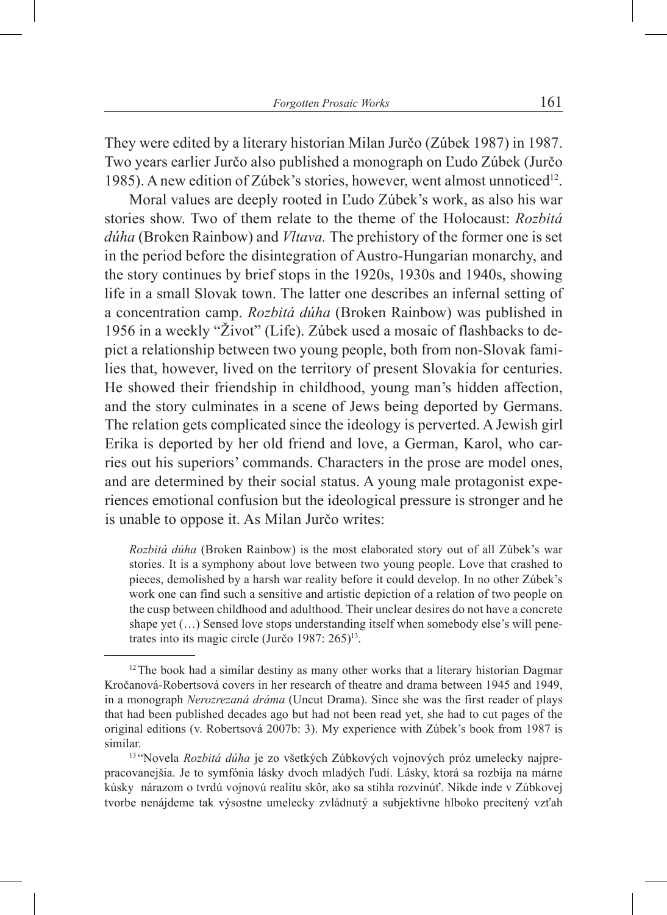They were edited by a literary historian Milan Jurčo (Zúbek 1987) in 1987. Two years earlier Jurčo also published a monograph on Ľudo Zúbek (Jurčo 1985). A new edition of Zúbek's stories, however, went almost unnoticed[12].

Moral values are deeply rooted in Ľudo Zúbek's work, as also his war stories show. Two of them relate to the theme of the Holocaust: *Rozbitá dúha* (Broken Rainbow) and *Vltava.* The prehistory of the former one is set in the period before the disintegration of Austro-Hungarian monarchy, and the story continues by brief stops in the 1920s, 1930s and 1940s, showing life in a small Slovak town. The latter one describes an infernal setting of a concentration camp. *Rozbitá dúha* (Broken Rainbow) was published in 1956 in a weekly "Život" (Life). Zúbek used a mosaic of flashbacks to depict a relationship between two young people, both from non-Slovak families that, however, lived on the territory of present Slovakia for centuries. He showed their friendship in childhood, young man's hidden affection, and the story culminates in a scene of Jews being deported by Germans. The relation gets complicated since the ideology is perverted. A Jewish girl Erika is deported by her old friend and love, a German, Karol, who carries out his superiors' commands. Characters in the prose are model ones, and are determined by their social status. A young male protagonist experiences emotional confusion but the ideological pressure is stronger and he is unable to oppose it. As Milan Jurčo writes:

> *Rozbitá dúha* (Broken Rainbow) is the most elaborated story out of all Zúbek's war stories. It is a symphony about love between two young people. Love that crashed to pieces, demolished by a harsh war reality before it could develop. In no other Zúbek's work one can find such a sensitive and artistic depiction of a relation of two people on the cusp between childhood and adulthood. Their unclear desires do not have a concrete shape yet (…) Sensed love stops understanding itself when somebody else's will penetrates into its magic circle (Jurčo 1987: 265)[13].

---

[12] The book had a similar destiny as many other works that a literary historian Dagmar Kročanová-Robertsová covers in her research of theatre and drama between 1945 and 1949, in a monograph *Nerozrezaná dráma* (Uncut Drama). Since she was the first reader of plays that had been published decades ago but had not been read yet, she had to cut pages of the original editions (v. Robertsová 2007b: 3). My experience with Zúbek's book from 1987 is similar.

[13] "Novela *Rozbitá dúha* je zo všetkých Zúbkových vojnových próz umelecky najprepracovanejšia. Je to symfónia lásky dvoch mladých ľudí. Lásky, ktorá sa rozbíja na márne kúsky nárazom o tvrdú vojnovú realitu skôr, ako sa stihla rozvinúť. Nikde inde v Zúbkovej tvorbe nenájdeme tak výsostne umelecky zvládnutý a subjektívne hlboko precítený vzťah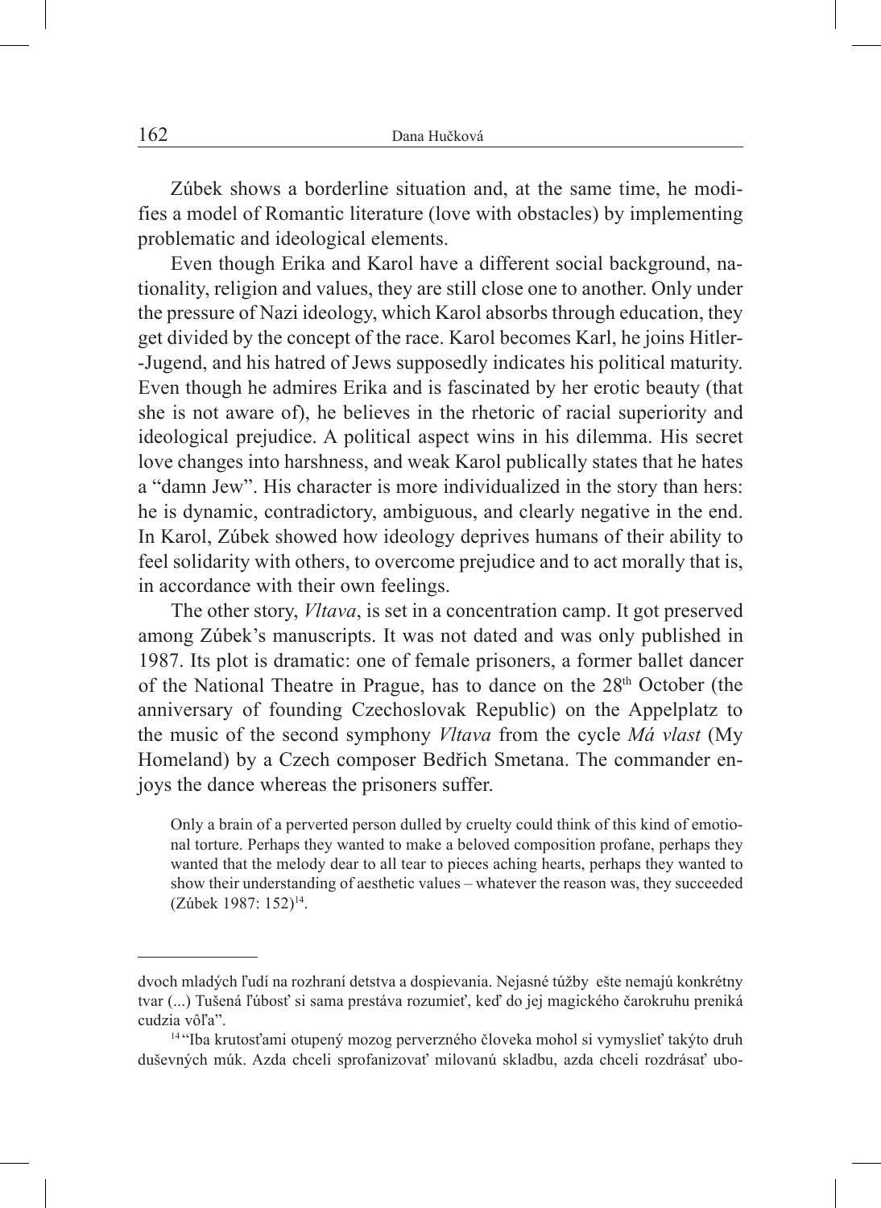Zúbek shows a borderline situation and, at the same time, he modifies a model of Romantic literature (love with obstacles) by implementing problematic and ideological elements.

Even though Erika and Karol have a different social background, nationality, religion and values, they are still close one to another. Only under the pressure of Nazi ideology, which Karol absorbs through education, they get divided by the concept of the race. Karol becomes Karl, he joins Hitler-Jugend, and his hatred of Jews supposedly indicates his political maturity. Even though he admires Erika and is fascinated by her erotic beauty (that she is not aware of), he believes in the rhetoric of racial superiority and ideological prejudice. A political aspect wins in his dilemma. His secret love changes into harshness, and weak Karol publically states that he hates a "damn Jew". His character is more individualized in the story than hers: he is dynamic, contradictory, ambiguous, and clearly negative in the end. In Karol, Zúbek showed how ideology deprives humans of their ability to feel solidarity with others, to overcome prejudice and to act morally that is, in accordance with their own feelings.

The other story, *Vltava*, is set in a concentration camp. It got preserved among Zúbek's manuscripts. It was not dated and was only published in 1987. Its plot is dramatic: one of female prisoners, a former ballet dancer of the National Theatre in Prague, has to dance on the 28th October (the anniversary of founding Czechoslovak Republic) on the Appelplatz to the music of the second symphony *Vltava* from the cycle *Má vlast* (My Homeland) by a Czech composer Bedřich Smetana. The commander enjoys the dance whereas the prisoners suffer.

> Only a brain of a perverted person dulled by cruelty could think of this kind of emotional torture. Perhaps they wanted to make a beloved composition profane, perhaps they wanted that the melody dear to all tear to pieces aching hearts, perhaps they wanted to show their understanding of aesthetic values – whatever the reason was, they succeeded (Zúbek 1987: 152)[14].

---

dvoch mladých ľudí na rozhraní detstva a dospievania. Nejasné túžby ešte nemajú konkrétny tvar (...) Tušená ľúbosť si sama prestáva rozumieť, keď do jej magického čarokruhu preniká cudzia vôľa".

[14] "Iba krutosťami otupený mozog perverzného človeka mohol si vymyslieť takýto druh duševných múk. Azda chceli sprofanizovať milovanú skladbu, azda chceli rozdrásať ubo-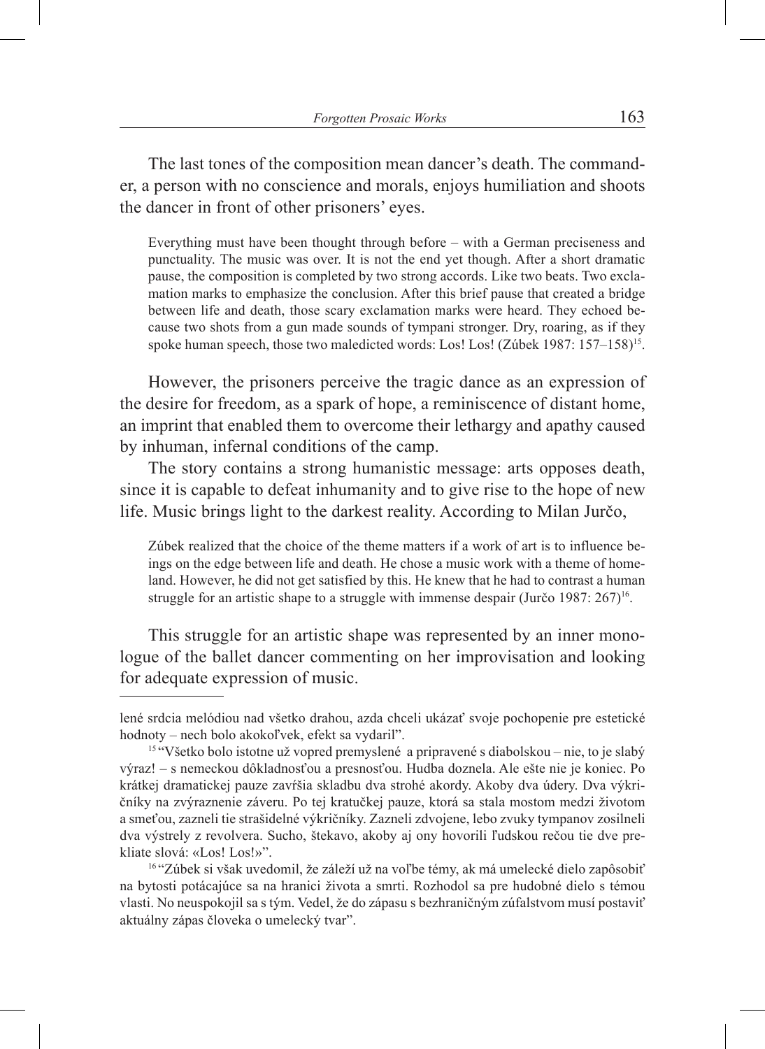The last tones of the composition mean dancer's death. The commander, a person with no conscience and morals, enjoys humiliation and shoots the dancer in front of other prisoners' eyes.

> Everything must have been thought through before – with a German preciseness and punctuality. The music was over. It is not the end yet though. After a short dramatic pause, the composition is completed by two strong accords. Like two beats. Two exclamation marks to emphasize the conclusion. After this brief pause that created a bridge between life and death, those scary exclamation marks were heard. They echoed because two shots from a gun made sounds of tympani stronger. Dry, roaring, as if they spoke human speech, those two maledicted words: Los! Los! (Zúbek 1987: 157–158)[15].

However, the prisoners perceive the tragic dance as an expression of the desire for freedom, as a spark of hope, a reminiscence of distant home, an imprint that enabled them to overcome their lethargy and apathy caused by inhuman, infernal conditions of the camp.

The story contains a strong humanistic message: arts opposes death, since it is capable to defeat inhumanity and to give rise to the hope of new life. Music brings light to the darkest reality. According to Milan Jurčo,

> Zúbek realized that the choice of the theme matters if a work of art is to influence beings on the edge between life and death. He chose a music work with a theme of homeland. However, he did not get satisfied by this. He knew that he had to contrast a human struggle for an artistic shape to a struggle with immense despair (Jurčo 1987: 267)[16].

This struggle for an artistic shape was represented by an inner monologue of the ballet dancer commenting on her improvisation and looking for adequate expression of music.

---

lené srdcia melódiou nad všetko drahou, azda chceli ukázať svoje pochopenie pre estetické hodnoty – nech bolo akokoľvek, efekt sa vydaril".

[15] "Všetko bolo istotne už vopred premyslené a pripravené s diabolskou – nie, to je slabý výraz! – s nemeckou dôkladnosťou a presnosťou. Hudba doznela. Ale ešte nie je koniec. Po krátkej dramatickej pauze zavŕšia skladbu dva strohé akordy. Akoby dva údery. Dva výkričníky na zvýraznenie záveru. Po tej kratučkej pauze, ktorá sa stala mostom medzi životom a smrťou, zazneli tie strašidelné výkričníky. Zazneli zdvojene, lebo zvuky tympanov zosilneli dva výstrely z revolvera. Sucho, štekavo, akoby aj ony hovorili ľudskou rečou tie dve prekliate slová: «Los! Los!»".

[16] "Zúbek si však uvedomil, že záleží už na voľbe témy, ak má umelecké dielo zapôsobiť na bytosti potácajúce sa na hranici života a smrti. Rozhodol sa pre hudobné dielo s témou vlasti. No neuspokojil sa s tým. Vedel, že do zápasu s bezhraničným zúfalstvom musí postaviť aktuálny zápas človeka o umelecký tvar".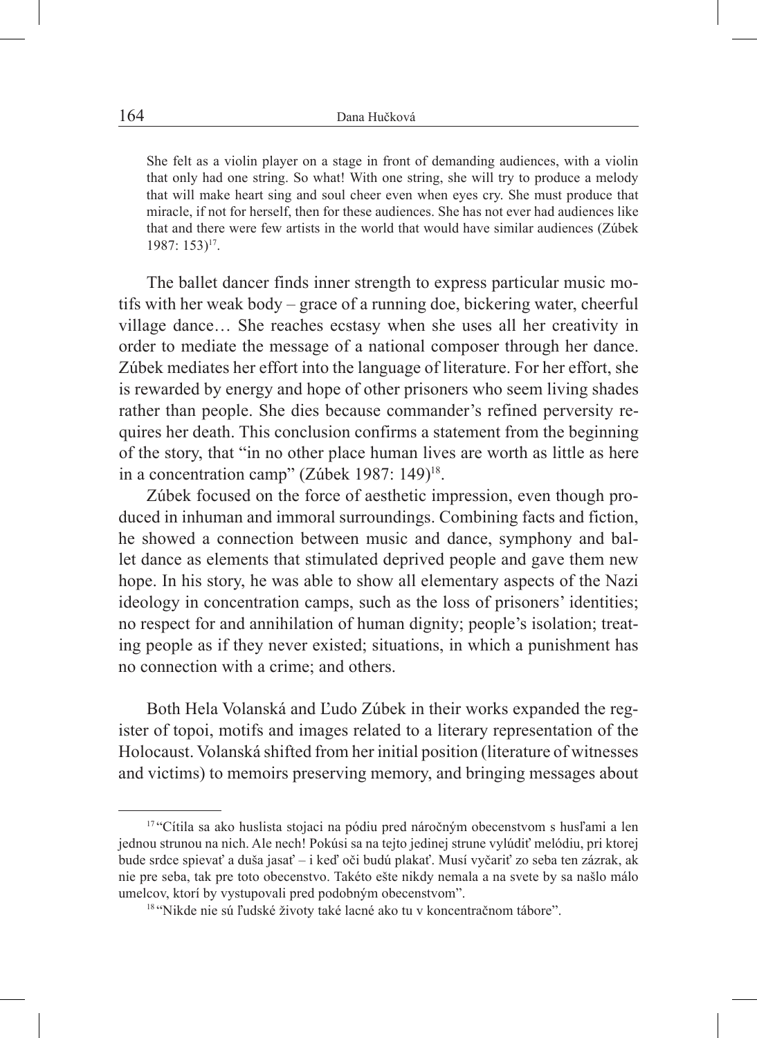> She felt as a violin player on a stage in front of demanding audiences, with a violin that only had one string. So what! With one string, she will try to produce a melody that will make heart sing and soul cheer even when eyes cry. She must produce that miracle, if not for herself, then for these audiences. She has not ever had audiences like that and there were few artists in the world that would have similar audiences (Zúbek 1987: 153)[17].

The ballet dancer finds inner strength to express particular music motifs with her weak body – grace of a running doe, bickering water, cheerful village dance… She reaches ecstasy when she uses all her creativity in order to mediate the message of a national composer through her dance. Zúbek mediates her effort into the language of literature. For her effort, she is rewarded by energy and hope of other prisoners who seem living shades rather than people. She dies because commander's refined perversity requires her death. This conclusion confirms a statement from the beginning of the story, that "in no other place human lives are worth as little as here in a concentration camp" (Zúbek 1987: 149)[18].

Zúbek focused on the force of aesthetic impression, even though produced in inhuman and immoral surroundings. Combining facts and fiction, he showed a connection between music and dance, symphony and ballet dance as elements that stimulated deprived people and gave them new hope. In his story, he was able to show all elementary aspects of the Nazi ideology in concentration camps, such as the loss of prisoners' identities; no respect for and annihilation of human dignity; people's isolation; treating people as if they never existed; situations, in which a punishment has no connection with a crime; and others.

Both Hela Volanská and Ľudo Zúbek in their works expanded the register of topoi, motifs and images related to a literary representation of the Holocaust. Volanská shifted from her initial position (literature of witnesses and victims) to memoirs preserving memory, and bringing messages about

---

[17] "Cítila sa ako huslista stojaci na pódiu pred náročným obecenstvom s husľami a len jednou strunou na nich. Ale nech! Pokúsi sa na tejto jedinej strune vylúdiť melódiu, pri ktorej bude srdce spievať a duša jasať – i keď oči budú plakať. Musí vyčariť zo seba ten zázrak, ak nie pre seba, tak pre toto obecenstvo. Takéto ešte nikdy nemala a na svete by sa našlo málo umelcov, ktorí by vystupovali pred podobným obecenstvom".

[18] "Nikde nie sú ľudské životy také lacné ako tu v koncentračnom tábore".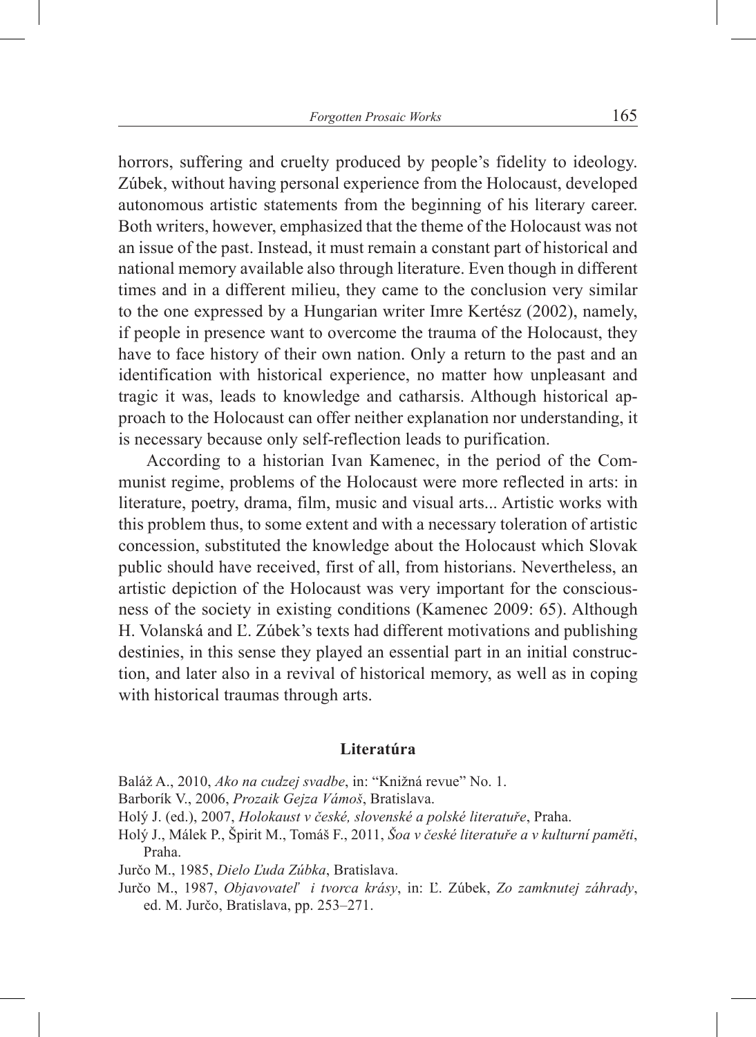horrors, suffering and cruelty produced by people's fidelity to ideology. Zúbek, without having personal experience from the Holocaust, developed autonomous artistic statements from the beginning of his literary career. Both writers, however, emphasized that the theme of the Holocaust was not an issue of the past. Instead, it must remain a constant part of historical and national memory available also through literature. Even though in different times and in a different milieu, they came to the conclusion very similar to the one expressed by a Hungarian writer Imre Kertész (2002), namely, if people in presence want to overcome the trauma of the Holocaust, they have to face history of their own nation. Only a return to the past and an identification with historical experience, no matter how unpleasant and tragic it was, leads to knowledge and catharsis. Although historical approach to the Holocaust can offer neither explanation nor understanding, it is necessary because only self-reflection leads to purification.

According to a historian Ivan Kamenec, in the period of the Communist regime, problems of the Holocaust were more reflected in arts: in literature, poetry, drama, film, music and visual arts... Artistic works with this problem thus, to some extent and with a necessary toleration of artistic concession, substituted the knowledge about the Holocaust which Slovak public should have received, first of all, from historians. Nevertheless, an artistic depiction of the Holocaust was very important for the consciousness of the society in existing conditions (Kamenec 2009: 65). Although H. Volanská and Ľ. Zúbek's texts had different motivations and publishing destinies, in this sense they played an essential part in an initial construction, and later also in a revival of historical memory, as well as in coping with historical traumas through arts.

## Literatúra

Baláž A., 2010, *Ako na cudzej svadbe*, in: "Knižná revue" No. 1.

Barborík V., 2006, *Prozaik Gejza Vámoš*, Bratislava.

Holý J. (ed.), 2007, *Holokaust v české, slovenské a polské literatuře*, Praha.

Holý J., Málek P., Špirit M., Tomáš F., 2011, *Šoa v české literatuře a v kulturní paměti*, Praha.

Jurčo M., 1985, *Dielo Ľuda Zúbka*, Bratislava.

Jurčo M., 1987, *Objavovateľ i tvorca krásy*, in: Ľ. Zúbek, *Zo zamknutej záhrady*, ed. M. Jurčo, Bratislava, pp. 253–271.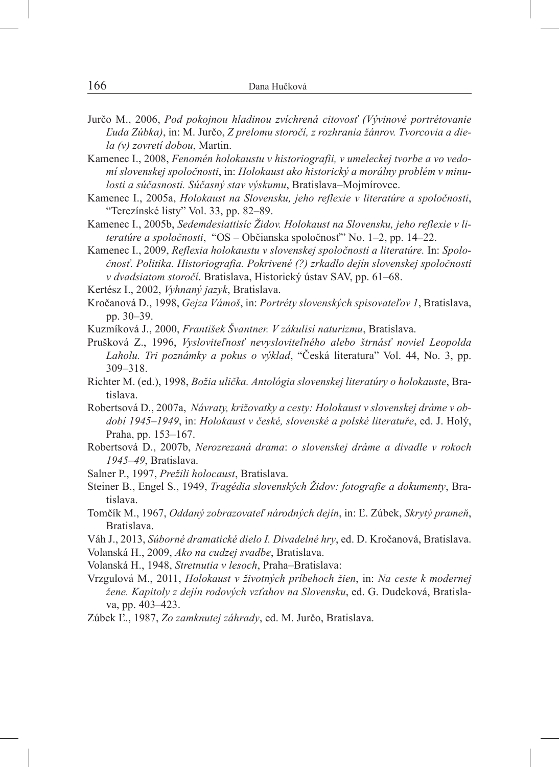Jurčo M., 2006, *Pod pokojnou hladinou zvíchrená citovosť (Vývinové portrétovanie Ľuda Zúbka)*, in: M. Jurčo, *Z prelomu storočí, z rozhrania žánrov. Tvorcovia a diela (v) zovretí dobou*, Martin.

Kamenec I., 2008, *Fenomén holokaustu v historiografii, v umeleckej tvorbe a vo vedomí slovenskej spoločnosti*, in: *Holokaust ako historický a morálny problém v minulosti a súčasnosti. Súčasný stav výskumu*, Bratislava–Mojmírovce.

Kamenec I., 2005a, *Holokaust na Slovensku, jeho reflexie v literatúre a spoločnosti*, "Terezínské listy" Vol. 33, pp. 82–89.

Kamenec I., 2005b, *Sedemdesiattisíc Židov. Holokaust na Slovensku, jeho reflexie v literatúre a spoločnosti*, "OS – Občianska spoločnosť" No. 1–2, pp. 14–22.

Kamenec I., 2009, *Reflexia holokaustu v slovenskej spoločnosti a literatúre.* In: *Spoločnosť. Politika. Historiografia. Pokrivené (?) zrkadlo dejín slovenskej spoločnosti v dvadsiatom storočí*. Bratislava, Historický ústav SAV, pp. 61–68.

Kertész I., 2002, *Vyhnaný jazyk*, Bratislava.

Kročanová D., 1998, *Gejza Vámoš*, in: *Portréty slovenských spisovateľov 1*, Bratislava, pp. 30–39.

Kuzmíková J., 2000, *František Švantner. V zákulisí naturizmu*, Bratislava.

Prušková Z., 1996, *Vysloviteľnosť nevysloviteľného alebo štrnásť noviel Leopolda Laholu. Tri poznámky a pokus o výklad*, "Česká literatura" Vol. 44, No. 3, pp. 309–318.

Richter M. (ed.), 1998, *Božia ulička. Antológia slovenskej literatúry o holokauste*, Bratislava.

Robertsová D., 2007a, *Návraty, križovatky a cesty: Holokaust v slovenskej dráme v období 1945–1949*, in: *Holokaust v české, slovenské a polské literatuře*, ed. J. Holý, Praha, pp. 153–167.

Robertsová D., 2007b, *Nerozrezaná drama*: *o slovenskej dráme a divadle v rokoch 1945–49*, Bratislava.

Salner P., 1997, *Prežili holocaust*, Bratislava.

Steiner B., Engel S., 1949, *Tragédia slovenských Židov: fotografie a dokumenty*, Bratislava.

Tomčík M., 1967, *Oddaný zobrazovateľ národných dejín*, in: Ľ. Zúbek, *Skrytý prameň*, Bratislava.

Váh J., 2013, *Súborné dramatické dielo I. Divadelné hry*, ed. D. Kročanová, Bratislava.

Volanská H., 2009, *Ako na cudzej svadbe*, Bratislava.

Volanská H., 1948, *Stretnutia v lesoch*, Praha–Bratislava:

Vrzgulová M., 2011, *Holokaust v životných príbehoch žien*, in: *Na ceste k modernej žene. Kapitoly z dejín rodových vzťahov na Slovensku*, ed. G. Dudeková, Bratislava, pp. 403–423.

Zúbek Ľ., 1987, *Zo zamknutej záhrady*, ed. M. Jurčo, Bratislava.